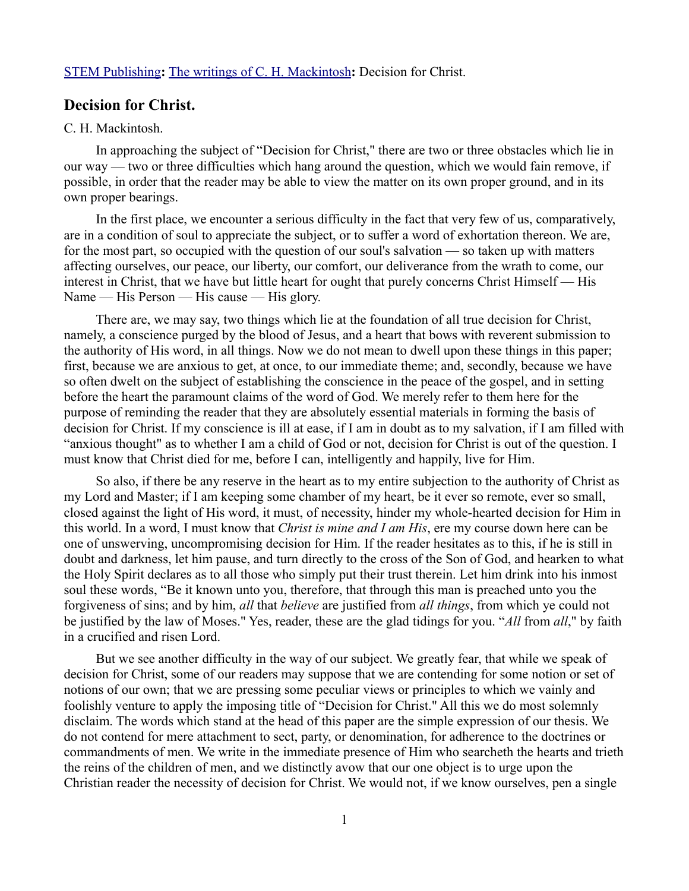STEM Publishing**:** The writings of C. H. Mackintosh**:** Decision for Christ.

## Decision for Christ.

C. H. Mackintosh.

In approaching the subject of "Decision for Christ," there are two or three obstacles which lie in our way — two or three difficulties which hang around the question, which we would fain remove, if possible, in order that the reader may be able to view the matter on its own proper ground, and in its own proper bearings.

In the first place, we encounter a serious difficulty in the fact that very few of us, comparatively, are in a condition of soul to appreciate the subject, or to suffer a word of exhortation thereon. We are, for the most part, so occupied with the question of our soul's salvation — so taken up with matters affecting ourselves, our peace, our liberty, our comfort, our deliverance from the wrath to come, our interest in Christ, that we have but little heart for ought that purely concerns Christ Himself — His Name — His Person — His cause — His glory.

There are, we may say, two things which lie at the foundation of all true decision for Christ, namely, a conscience purged by the blood of Jesus, and a heart that bows with reverent submission to the authority of His word, in all things. Now we do not mean to dwell upon these things in this paper; first, because we are anxious to get, at once, to our immediate theme; and, secondly, because we have so often dwelt on the subject of establishing the conscience in the peace of the gospel, and in setting before the heart the paramount claims of the word of God. We merely refer to them here for the purpose of reminding the reader that they are absolutely essential materials in forming the basis of decision for Christ. If my conscience is ill at ease, if I am in doubt as to my salvation, if I am filled with "anxious thought" as to whether I am a child of God or not, decision for Christ is out of the question. I must know that Christ died for me, before I can, intelligently and happily, live for Him.

So also, if there be any reserve in the heart as to my entire subjection to the authority of Christ as my Lord and Master; if I am keeping some chamber of my heart, be it ever so remote, ever so small, closed against the light of His word, it must, of necessity, hinder my whole-hearted decision for Him in this world. In a word, I must know that *Christ is mine and I am His*, ere my course down here can be one of unswerving, uncompromising decision for Him. If the reader hesitates as to this, if he is still in doubt and darkness, let him pause, and turn directly to the cross of the Son of God, and hearken to what the Holy Spirit declares as to all those who simply put their trust therein. Let him drink into his inmost soul these words, "Be it known unto you, therefore, that through this man is preached unto you the forgiveness of sins; and by him, *all* that *believe* are justified from *all things*, from which ye could not be justified by the law of Moses." Yes, reader, these are the glad tidings for you. "*All* from *all*," by faith in a crucified and risen Lord.

But we see another difficulty in the way of our subject. We greatly fear, that while we speak of decision for Christ, some of our readers may suppose that we are contending for some notion or set of notions of our own; that we are pressing some peculiar views or principles to which we vainly and foolishly venture to apply the imposing title of "Decision for Christ." All this we do most solemnly disclaim. The words which stand at the head of this paper are the simple expression of our thesis. We do not contend for mere attachment to sect, party, or denomination, for adherence to the doctrines or commandments of men. We write in the immediate presence of Him who searcheth the hearts and trieth the reins of the children of men, and we distinctly avow that our one object is to urge upon the Christian reader the necessity of decision for Christ. We would not, if we know ourselves, pen a single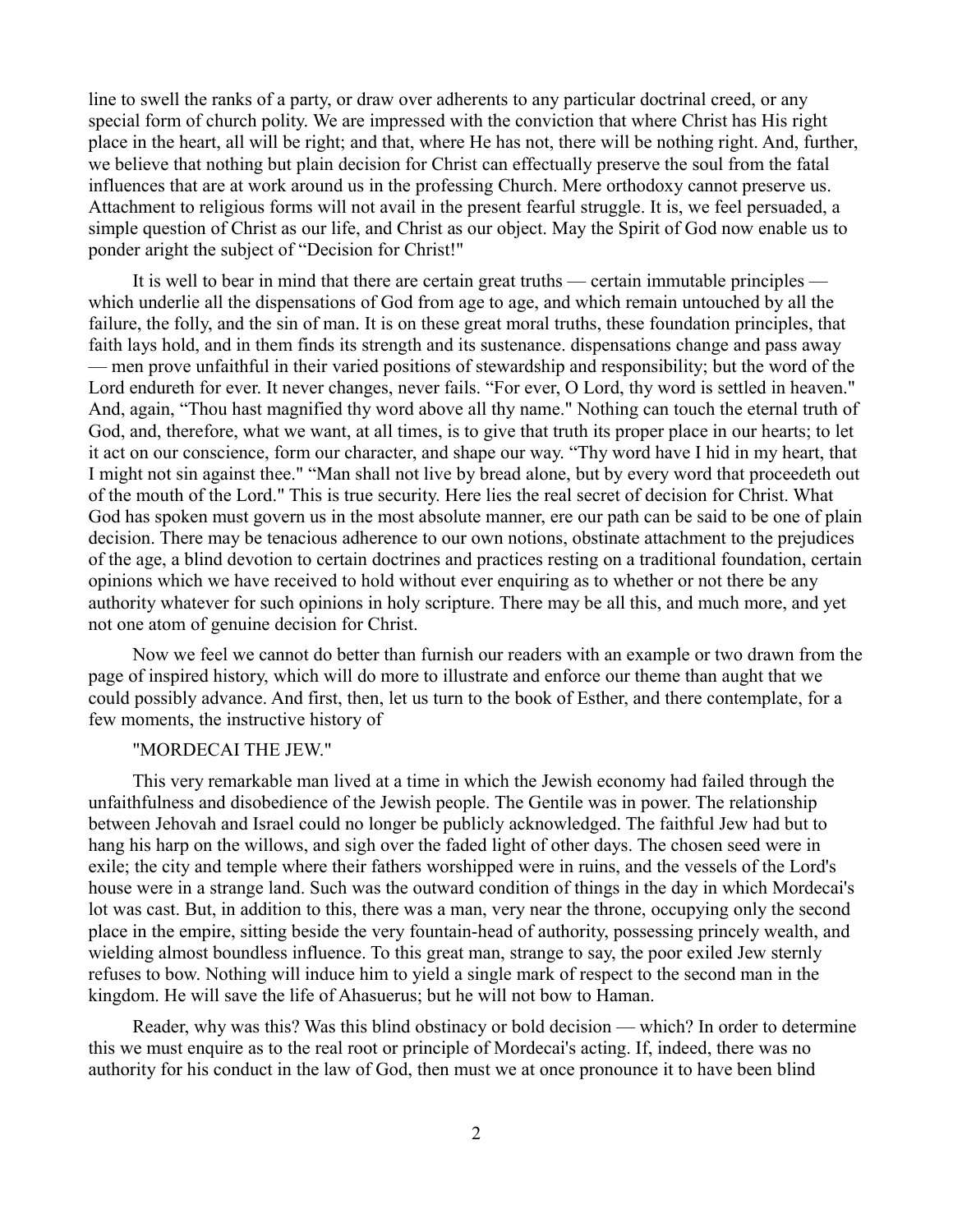line to swell the ranks of a party, or draw over adherents to any particular doctrinal creed, or any special form of church polity. We are impressed with the conviction that where Christ has His right place in the heart, all will be right; and that, where He has not, there will be nothing right. And, further, we believe that nothing but plain decision for Christ can effectually preserve the soul from the fatal influences that are at work around us in the professing Church. Mere orthodoxy cannot preserve us. Attachment to religious forms will not avail in the present fearful struggle. It is, we feel persuaded, a simple question of Christ as our life, and Christ as our object. May the Spirit of God now enable us to ponder aright the subject of "Decision for Christ!"

It is well to bear in mind that there are certain great truths — certain immutable principles — which underlie all the dispensations of God from age to age, and which remain untouched by all the failure, the folly, and the sin of man. It is on these great moral truths, these foundation principles, that faith lays hold, and in them finds its strength and its sustenance. dispensations change and pass away — men prove unfaithful in their varied positions of stewardship and responsibility; but the word of the Lord endureth for ever. It never changes, never fails. "For ever, O Lord, thy word is settled in heaven." And, again, "Thou hast magnified thy word above all thy name." Nothing can touch the eternal truth of God, and, therefore, what we want, at all times, is to give that truth its proper place in our hearts; to let it act on our conscience, form our character, and shape our way. "Thy word have I hid in my heart, that I might not sin against thee." "Man shall not live by bread alone, but by every word that proceedeth out of the mouth of the Lord." This is true security. Here lies the real secret of decision for Christ. What God has spoken must govern us in the most absolute manner, ere our path can be said to be one of plain decision. There may be tenacious adherence to our own notions, obstinate attachment to the prejudices of the age, a blind devotion to certain doctrines and practices resting on a traditional foundation, certain opinions which we have received to hold without ever enquiring as to whether or not there be any authority whatever for such opinions in holy scripture. There may be all this, and much more, and yet not one atom of genuine decision for Christ.

Now we feel we cannot do better than furnish our readers with an example or two drawn from the page of inspired history, which will do more to illustrate and enforce our theme than aught that we could possibly advance. And first, then, let us turn to the book of Esther, and there contemplate, for a few moments, the instructive history of

"MORDECAI THE JEW."

This very remarkable man lived at a time in which the Jewish economy had failed through the unfaithfulness and disobedience of the Jewish people. The Gentile was in power. The relationship between Jehovah and Israel could no longer be publicly acknowledged. The faithful Jew had but to hang his harp on the willows, and sigh over the faded light of other days. The chosen seed were in exile; the city and temple where their fathers worshipped were in ruins, and the vessels of the Lord's house were in a strange land. Such was the outward condition of things in the day in which Mordecai's lot was cast. But, in addition to this, there was a man, very near the throne, occupying only the second place in the empire, sitting beside the very fountain-head of authority, possessing princely wealth, and wielding almost boundless influence. To this great man, strange to say, the poor exiled Jew sternly refuses to bow. Nothing will induce him to yield a single mark of respect to the second man in the kingdom. He will save the life of Ahasuerus; but he will not bow to Haman.

Reader, why was this? Was this blind obstinacy or bold decision — which? In order to determine this we must enquire as to the real root or principle of Mordecai's acting. If, indeed, there was no authority for his conduct in the law of God, then must we at once pronounce it to have been blind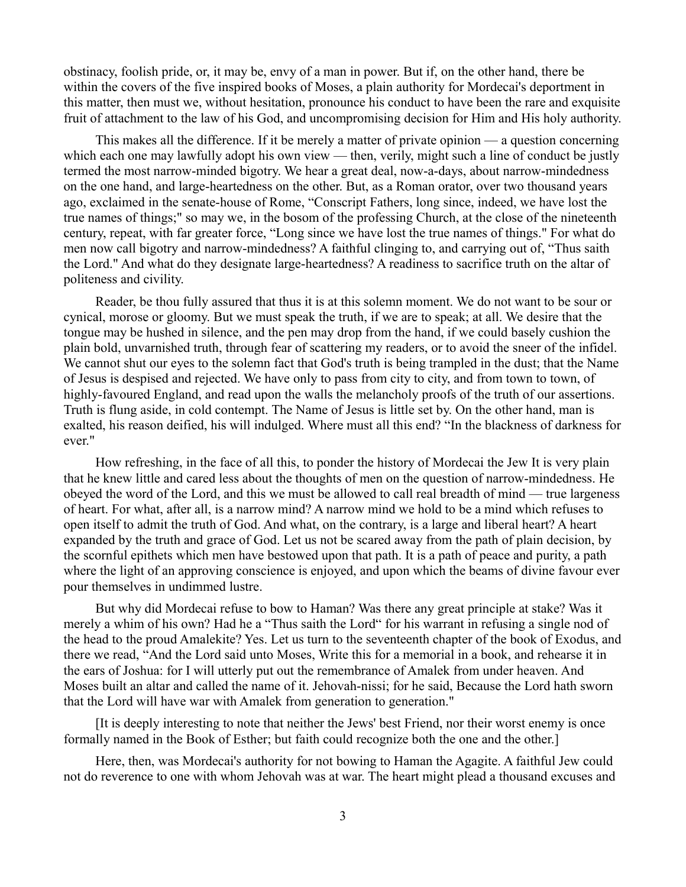obstinacy, foolish pride, or, it may be, envy of a man in power. But if, on the other hand, there be within the covers of the five inspired books of Moses, a plain authority for Mordecai's deportment in this matter, then must we, without hesitation, pronounce his conduct to have been the rare and exquisite fruit of attachment to the law of his God, and uncompromising decision for Him and His holy authority.

This makes all the difference. If it be merely a matter of private opinion — a question concerning which each one may lawfully adopt his own view — then, verily, might such a line of conduct be justly termed the most narrow-minded bigotry. We hear a great deal, now-a-days, about narrow-mindedness on the one hand, and large-heartedness on the other. But, as a Roman orator, over two thousand years ago, exclaimed in the senate-house of Rome, "Conscript Fathers, long since, indeed, we have lost the true names of things;" so may we, in the bosom of the professing Church, at the close of the nineteenth century, repeat, with far greater force, "Long since we have lost the true names of things." For what do men now call bigotry and narrow-mindedness? A faithful clinging to, and carrying out of, "Thus saith the Lord." And what do they designate large-heartedness? A readiness to sacrifice truth on the altar of politeness and civility.

Reader, be thou fully assured that thus it is at this solemn moment. We do not want to be sour or cynical, morose or gloomy. But we must speak the truth, if we are to speak; at all. We desire that the tongue may be hushed in silence, and the pen may drop from the hand, if we could basely cushion the plain bold, unvarnished truth, through fear of scattering my readers, or to avoid the sneer of the infidel. We cannot shut our eyes to the solemn fact that God's truth is being trampled in the dust; that the Name of Jesus is despised and rejected. We have only to pass from city to city, and from town to town, of highly-favoured England, and read upon the walls the melancholy proofs of the truth of our assertions. Truth is flung aside, in cold contempt. The Name of Jesus is little set by. On the other hand, man is exalted, his reason deified, his will indulged. Where must all this end? "In the blackness of darkness for ever."

How refreshing, in the face of all this, to ponder the history of Mordecai the Jew It is very plain that he knew little and cared less about the thoughts of men on the question of narrow-mindedness. He obeyed the word of the Lord, and this we must be allowed to call real breadth of mind — true largeness of heart. For what, after all, is a narrow mind? A narrow mind we hold to be a mind which refuses to open itself to admit the truth of God. And what, on the contrary, is a large and liberal heart? A heart expanded by the truth and grace of God. Let us not be scared away from the path of plain decision, by the scornful epithets which men have bestowed upon that path. It is a path of peace and purity, a path where the light of an approving conscience is enjoyed, and upon which the beams of divine favour ever pour themselves in undimmed lustre.

But why did Mordecai refuse to bow to Haman? Was there any great principle at stake? Was it merely a whim of his own? Had he a "Thus saith the Lord" for his warrant in refusing a single nod of the head to the proud Amalekite? Yes. Let us turn to the seventeenth chapter of the book of Exodus, and there we read, "And the Lord said unto Moses, Write this for a memorial in a book, and rehearse it in the ears of Joshua: for I will utterly put out the remembrance of Amalek from under heaven. And Moses built an altar and called the name of it. Jehovah-nissi; for he said, Because the Lord hath sworn that the Lord will have war with Amalek from generation to generation."

[It is deeply interesting to note that neither the Jews' best Friend, nor their worst enemy is once formally named in the Book of Esther; but faith could recognize both the one and the other.]

Here, then, was Mordecai's authority for not bowing to Haman the Agagite. A faithful Jew could not do reverence to one with whom Jehovah was at war. The heart might plead a thousand excuses and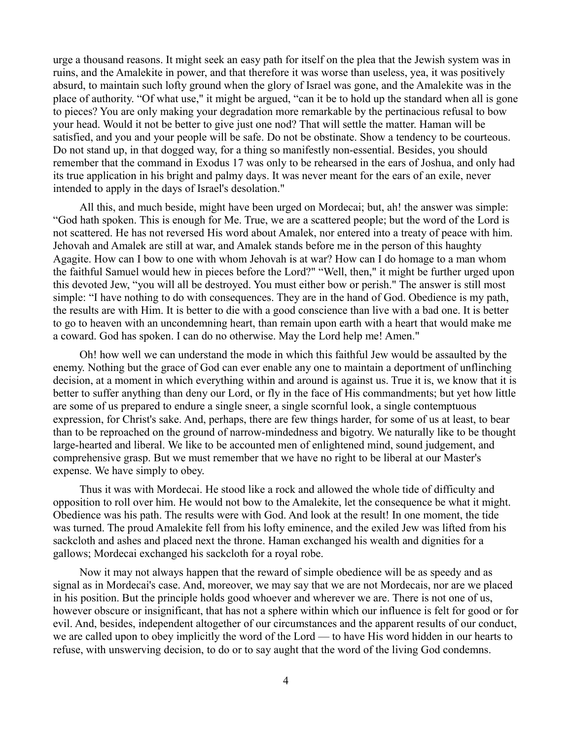urge a thousand reasons. It might seek an easy path for itself on the plea that the Jewish system was in ruins, and the Amalekite in power, and that therefore it was worse than useless, yea, it was positively absurd, to maintain such lofty ground when the glory of Israel was gone, and the Amalekite was in the place of authority. "Of what use," it might be argued, "can it be to hold up the standard when all is gone to pieces? You are only making your degradation more remarkable by the pertinacious refusal to bow your head. Would it not be better to give just one nod? That will settle the matter. Haman will be satisfied, and you and your people will be safe. Do not be obstinate. Show a tendency to be courteous. Do not stand up, in that dogged way, for a thing so manifestly non-essential. Besides, you should remember that the command in Exodus 17 was only to be rehearsed in the ears of Joshua, and only had its true application in his bright and palmy days. It was never meant for the ears of an exile, never intended to apply in the days of Israel's desolation."

All this, and much beside, might have been urged on Mordecai; but, ah! the answer was simple: "God hath spoken. This is enough for Me. True, we are a scattered people; but the word of the Lord is not scattered. He has not reversed His word about Amalek, nor entered into a treaty of peace with him. Jehovah and Amalek are still at war, and Amalek stands before me in the person of this haughty Agagite. How can I bow to one with whom Jehovah is at war? How can I do homage to a man whom the faithful Samuel would hew in pieces before the Lord?" "Well, then," it might be further urged upon this devoted Jew, "you will all be destroyed. You must either bow or perish." The answer is still most simple: "I have nothing to do with consequences. They are in the hand of God. Obedience is my path, the results are with Him. It is better to die with a good conscience than live with a bad one. It is better to go to heaven with an uncondemning heart, than remain upon earth with a heart that would make me a coward. God has spoken. I can do no otherwise. May the Lord help me! Amen."

Oh! how well we can understand the mode in which this faithful Jew would be assaulted by the enemy. Nothing but the grace of God can ever enable any one to maintain a deportment of unflinching decision, at a moment in which everything within and around is against us. True it is, we know that it is better to suffer anything than deny our Lord, or fly in the face of His commandments; but yet how little are some of us prepared to endure a single sneer, a single scornful look, a single contemptuous expression, for Christ's sake. And, perhaps, there are few things harder, for some of us at least, to bear than to be reproached on the ground of narrow-mindedness and bigotry. We naturally like to be thought large-hearted and liberal. We like to be accounted men of enlightened mind, sound judgement, and comprehensive grasp. But we must remember that we have no right to be liberal at our Master's expense. We have simply to obey.

Thus it was with Mordecai. He stood like a rock and allowed the whole tide of difficulty and opposition to roll over him. He would not bow to the Amalekite, let the consequence be what it might. Obedience was his path. The results were with God. And look at the result! In one moment, the tide was turned. The proud Amalekite fell from his lofty eminence, and the exiled Jew was lifted from his sackcloth and ashes and placed next the throne. Haman exchanged his wealth and dignities for a gallows; Mordecai exchanged his sackcloth for a royal robe.

Now it may not always happen that the reward of simple obedience will be as speedy and as signal as in Mordecai's case. And, moreover, we may say that we are not Mordecais, nor are we placed in his position. But the principle holds good whoever and wherever we are. There is not one of us, however obscure or insignificant, that has not a sphere within which our influence is felt for good or for evil. And, besides, independent altogether of our circumstances and the apparent results of our conduct, we are called upon to obey implicitly the word of the Lord — to have His word hidden in our hearts to refuse, with unswerving decision, to do or to say aught that the word of the living God condemns.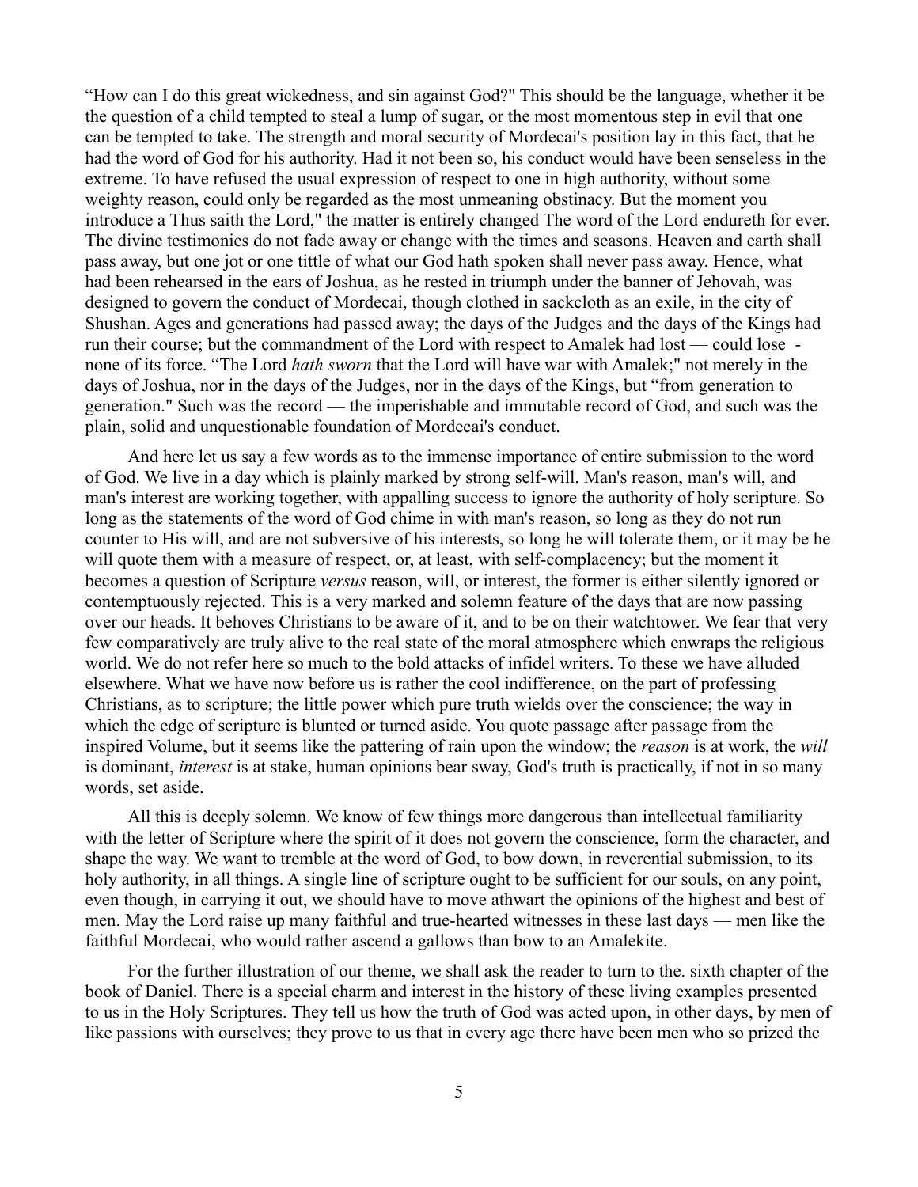"How can I do this great wickedness, and sin against God?" This should be the language, whether it be the question of a child tempted to steal a lump of sugar, or the most momentous step in evil that one can be tempted to take. The strength and moral security of Mordecai's position lay in this fact, that he had the word of God for his authority. Had it not been so, his conduct would have been senseless in the extreme. To have refused the usual expression of respect to one in high authority, without some weighty reason, could only be regarded as the most unmeaning obstinacy. But the moment you introduce a Thus saith the Lord," the matter is entirely changed The word of the Lord endureth for ever. The divine testimonies do not fade away or change with the times and seasons. Heaven and earth shall pass away, but one jot or one tittle of what our God hath spoken shall never pass away. Hence, what had been rehearsed in the ears of Joshua, as he rested in triumph under the banner of Jehovah, was designed to govern the conduct of Mordecai, though clothed in sackcloth as an exile, in the city of Shushan. Ages and generations had passed away; the days of the Judges and the days of the Kings had run their course; but the commandment of the Lord with respect to Amalek had lost — could lose - none of its force. "The Lord *hath sworn* that the Lord will have war with Amalek;" not merely in the days of Joshua, nor in the days of the Judges, nor in the days of the Kings, but "from generation to generation." Such was the record — the imperishable and immutable record of God, and such was the plain, solid and unquestionable foundation of Mordecai's conduct.

And here let us say a few words as to the immense importance of entire submission to the word of God. We live in a day which is plainly marked by strong self-will. Man's reason, man's will, and man's interest are working together, with appalling success to ignore the authority of holy scripture. So long as the statements of the word of God chime in with man's reason, so long as they do not run counter to His will, and are not subversive of his interests, so long he will tolerate them, or it may be he will quote them with a measure of respect, or, at least, with self-complacency; but the moment it becomes a question of Scripture *versus* reason, will, or interest, the former is either silently ignored or contemptuously rejected. This is a very marked and solemn feature of the days that are now passing over our heads. It behoves Christians to be aware of it, and to be on their watchtower. We fear that very few comparatively are truly alive to the real state of the moral atmosphere which enwraps the religious world. We do not refer here so much to the bold attacks of infidel writers. To these we have alluded elsewhere. What we have now before us is rather the cool indifference, on the part of professing Christians, as to scripture; the little power which pure truth wields over the conscience; the way in which the edge of scripture is blunted or turned aside. You quote passage after passage from the inspired Volume, but it seems like the pattering of rain upon the window; the *reason* is at work, the *will* is dominant, *interest* is at stake, human opinions bear sway, God's truth is practically, if not in so many words, set aside.

All this is deeply solemn. We know of few things more dangerous than intellectual familiarity with the letter of Scripture where the spirit of it does not govern the conscience, form the character, and shape the way. We want to tremble at the word of God, to bow down, in reverential submission, to its holy authority, in all things. A single line of scripture ought to be sufficient for our souls, on any point, even though, in carrying it out, we should have to move athwart the opinions of the highest and best of men. May the Lord raise up many faithful and true-hearted witnesses in these last days — men like the faithful Mordecai, who would rather ascend a gallows than bow to an Amalekite.

For the further illustration of our theme, we shall ask the reader to turn to the. sixth chapter of the book of Daniel. There is a special charm and interest in the history of these living examples presented to us in the Holy Scriptures. They tell us how the truth of God was acted upon, in other days, by men of like passions with ourselves; they prove to us that in every age there have been men who so prized the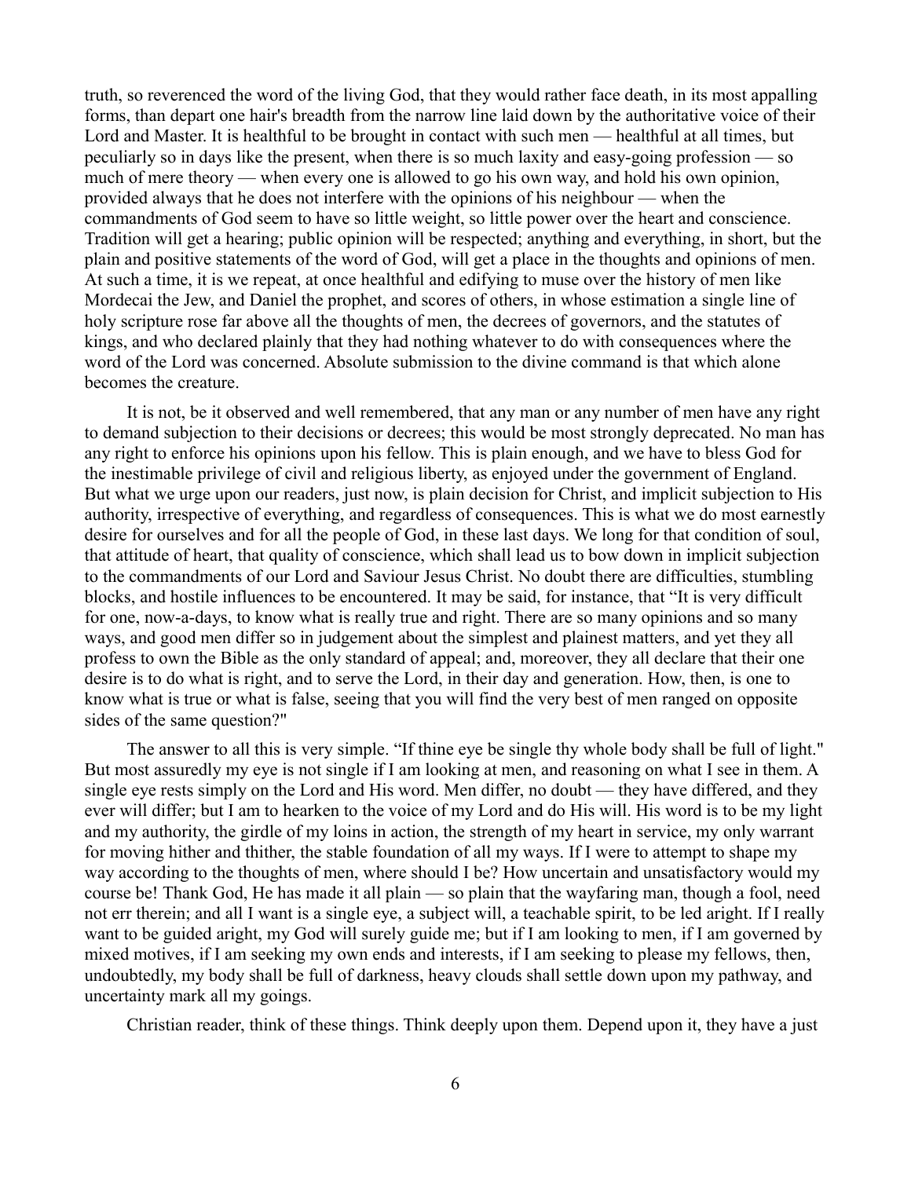truth, so reverenced the word of the living God, that they would rather face death, in its most appalling forms, than depart one hair's breadth from the narrow line laid down by the authoritative voice of their Lord and Master. It is healthful to be brought in contact with such men — healthful at all times, but peculiarly so in days like the present, when there is so much laxity and easy-going profession — so much of mere theory — when every one is allowed to go his own way, and hold his own opinion, provided always that he does not interfere with the opinions of his neighbour — when the commandments of God seem to have so little weight, so little power over the heart and conscience. Tradition will get a hearing; public opinion will be respected; anything and everything, in short, but the plain and positive statements of the word of God, will get a place in the thoughts and opinions of men. At such a time, it is we repeat, at once healthful and edifying to muse over the history of men like Mordecai the Jew, and Daniel the prophet, and scores of others, in whose estimation a single line of holy scripture rose far above all the thoughts of men, the decrees of governors, and the statutes of kings, and who declared plainly that they had nothing whatever to do with consequences where the word of the Lord was concerned. Absolute submission to the divine command is that which alone becomes the creature.

It is not, be it observed and well remembered, that any man or any number of men have any right to demand subjection to their decisions or decrees; this would be most strongly deprecated. No man has any right to enforce his opinions upon his fellow. This is plain enough, and we have to bless God for the inestimable privilege of civil and religious liberty, as enjoyed under the government of England. But what we urge upon our readers, just now, is plain decision for Christ, and implicit subjection to His authority, irrespective of everything, and regardless of consequences. This is what we do most earnestly desire for ourselves and for all the people of God, in these last days. We long for that condition of soul, that attitude of heart, that quality of conscience, which shall lead us to bow down in implicit subjection to the commandments of our Lord and Saviour Jesus Christ. No doubt there are difficulties, stumbling blocks, and hostile influences to be encountered. It may be said, for instance, that "It is very difficult for one, now-a-days, to know what is really true and right. There are so many opinions and so many ways, and good men differ so in judgement about the simplest and plainest matters, and yet they all profess to own the Bible as the only standard of appeal; and, moreover, they all declare that their one desire is to do what is right, and to serve the Lord, in their day and generation. How, then, is one to know what is true or what is false, seeing that you will find the very best of men ranged on opposite sides of the same question?"

The answer to all this is very simple. "If thine eye be single thy whole body shall be full of light." But most assuredly my eye is not single if I am looking at men, and reasoning on what I see in them. A single eye rests simply on the Lord and His word. Men differ, no doubt — they have differed, and they ever will differ; but I am to hearken to the voice of my Lord and do His will. His word is to be my light and my authority, the girdle of my loins in action, the strength of my heart in service, my only warrant for moving hither and thither, the stable foundation of all my ways. If I were to attempt to shape my way according to the thoughts of men, where should I be? How uncertain and unsatisfactory would my course be! Thank God, He has made it all plain — so plain that the wayfaring man, though a fool, need not err therein; and all I want is a single eye, a subject will, a teachable spirit, to be led aright. If I really want to be guided aright, my God will surely guide me; but if I am looking to men, if I am governed by mixed motives, if I am seeking my own ends and interests, if I am seeking to please my fellows, then, undoubtedly, my body shall be full of darkness, heavy clouds shall settle down upon my pathway, and uncertainty mark all my goings.

Christian reader, think of these things. Think deeply upon them. Depend upon it, they have a just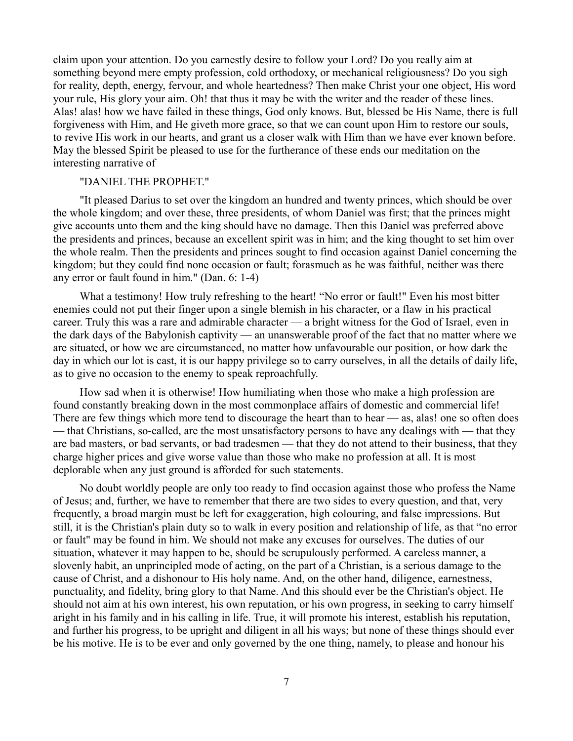claim upon your attention. Do you earnestly desire to follow your Lord? Do you really aim at something beyond mere empty profession, cold orthodoxy, or mechanical religiousness? Do you sigh for reality, depth, energy, fervour, and whole heartedness? Then make Christ your one object, His word your rule, His glory your aim. Oh! that thus it may be with the writer and the reader of these lines. Alas! alas! how we have failed in these things, God only knows. But, blessed be His Name, there is full forgiveness with Him, and He giveth more grace, so that we can count upon Him to restore our souls, to revive His work in our hearts, and grant us a closer walk with Him than we have ever known before. May the blessed Spirit be pleased to use for the furtherance of these ends our meditation on the interesting narrative of

"DANIEL THE PROPHET."

"It pleased Darius to set over the kingdom an hundred and twenty princes, which should be over the whole kingdom; and over these, three presidents, of whom Daniel was first; that the princes might give accounts unto them and the king should have no damage. Then this Daniel was preferred above the presidents and princes, because an excellent spirit was in him; and the king thought to set him over the whole realm. Then the presidents and princes sought to find occasion against Daniel concerning the kingdom; but they could find none occasion or fault; forasmuch as he was faithful, neither was there any error or fault found in him." (Dan. 6: 1-4)

What a testimony! How truly refreshing to the heart! "No error or fault!" Even his most bitter enemies could not put their finger upon a single blemish in his character, or a flaw in his practical career. Truly this was a rare and admirable character — a bright witness for the God of Israel, even in the dark days of the Babylonish captivity — an unanswerable proof of the fact that no matter where we are situated, or how we are circumstanced, no matter how unfavourable our position, or how dark the day in which our lot is cast, it is our happy privilege so to carry ourselves, in all the details of daily life, as to give no occasion to the enemy to speak reproachfully.

How sad when it is otherwise! How humiliating when those who make a high profession are found constantly breaking down in the most commonplace affairs of domestic and commercial life! There are few things which more tend to discourage the heart than to hear — as, alas! one so often does — that Christians, so-called, are the most unsatisfactory persons to have any dealings with — that they are bad masters, or bad servants, or bad tradesmen — that they do not attend to their business, that they charge higher prices and give worse value than those who make no profession at all. It is most deplorable when any just ground is afforded for such statements.

No doubt worldly people are only too ready to find occasion against those who profess the Name of Jesus; and, further, we have to remember that there are two sides to every question, and that, very frequently, a broad margin must be left for exaggeration, high colouring, and false impressions. But still, it is the Christian's plain duty so to walk in every position and relationship of life, as that "no error or fault" may be found in him. We should not make any excuses for ourselves. The duties of our situation, whatever it may happen to be, should be scrupulously performed. A careless manner, a slovenly habit, an unprincipled mode of acting, on the part of a Christian, is a serious damage to the cause of Christ, and a dishonour to His holy name. And, on the other hand, diligence, earnestness, punctuality, and fidelity, bring glory to that Name. And this should ever be the Christian's object. He should not aim at his own interest, his own reputation, or his own progress, in seeking to carry himself aright in his family and in his calling in life. True, it will promote his interest, establish his reputation, and further his progress, to be upright and diligent in all his ways; but none of these things should ever be his motive. He is to be ever and only governed by the one thing, namely, to please and honour his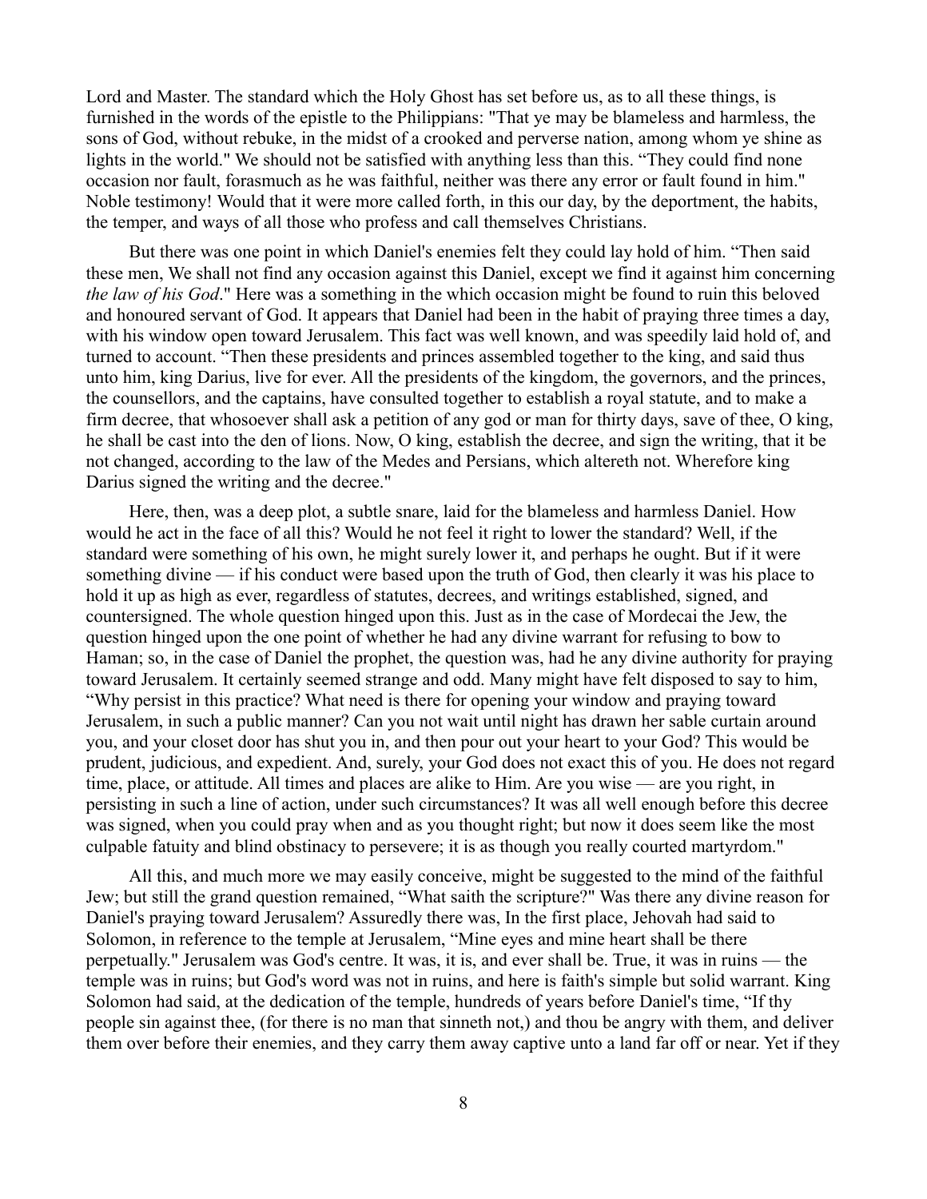Lord and Master. The standard which the Holy Ghost has set before us, as to all these things, is furnished in the words of the epistle to the Philippians: "That ye may be blameless and harmless, the sons of God, without rebuke, in the midst of a crooked and perverse nation, among whom ye shine as lights in the world." We should not be satisfied with anything less than this. "They could find none occasion nor fault, forasmuch as he was faithful, neither was there any error or fault found in him." Noble testimony! Would that it were more called forth, in this our day, by the deportment, the habits, the temper, and ways of all those who profess and call themselves Christians.

But there was one point in which Daniel's enemies felt they could lay hold of him. "Then said these men, We shall not find any occasion against this Daniel, except we find it against him concerning *the law of his God*." Here was a something in the which occasion might be found to ruin this beloved and honoured servant of God. It appears that Daniel had been in the habit of praying three times a day, with his window open toward Jerusalem. This fact was well known, and was speedily laid hold of, and turned to account. "Then these presidents and princes assembled together to the king, and said thus unto him, king Darius, live for ever. All the presidents of the kingdom, the governors, and the princes, the counsellors, and the captains, have consulted together to establish a royal statute, and to make a firm decree, that whosoever shall ask a petition of any god or man for thirty days, save of thee, O king, he shall be cast into the den of lions. Now, O king, establish the decree, and sign the writing, that it be not changed, according to the law of the Medes and Persians, which altereth not. Wherefore king Darius signed the writing and the decree."

Here, then, was a deep plot, a subtle snare, laid for the blameless and harmless Daniel. How would he act in the face of all this? Would he not feel it right to lower the standard? Well, if the standard were something of his own, he might surely lower it, and perhaps he ought. But if it were something divine — if his conduct were based upon the truth of God, then clearly it was his place to hold it up as high as ever, regardless of statutes, decrees, and writings established, signed, and countersigned. The whole question hinged upon this. Just as in the case of Mordecai the Jew, the question hinged upon the one point of whether he had any divine warrant for refusing to bow to Haman; so, in the case of Daniel the prophet, the question was, had he any divine authority for praying toward Jerusalem. It certainly seemed strange and odd. Many might have felt disposed to say to him, "Why persist in this practice? What need is there for opening your window and praying toward Jerusalem, in such a public manner? Can you not wait until night has drawn her sable curtain around you, and your closet door has shut you in, and then pour out your heart to your God? This would be prudent, judicious, and expedient. And, surely, your God does not exact this of you. He does not regard time, place, or attitude. All times and places are alike to Him. Are you wise — are you right, in persisting in such a line of action, under such circumstances? It was all well enough before this decree was signed, when you could pray when and as you thought right; but now it does seem like the most culpable fatuity and blind obstinacy to persevere; it is as though you really courted martyrdom."

All this, and much more we may easily conceive, might be suggested to the mind of the faithful Jew; but still the grand question remained, "What saith the scripture?" Was there any divine reason for Daniel's praying toward Jerusalem? Assuredly there was, In the first place, Jehovah had said to Solomon, in reference to the temple at Jerusalem, "Mine eyes and mine heart shall be there perpetually." Jerusalem was God's centre. It was, it is, and ever shall be. True, it was in ruins — the temple was in ruins; but God's word was not in ruins, and here is faith's simple but solid warrant. King Solomon had said, at the dedication of the temple, hundreds of years before Daniel's time, "If thy people sin against thee, (for there is no man that sinneth not,) and thou be angry with them, and deliver them over before their enemies, and they carry them away captive unto a land far off or near. Yet if they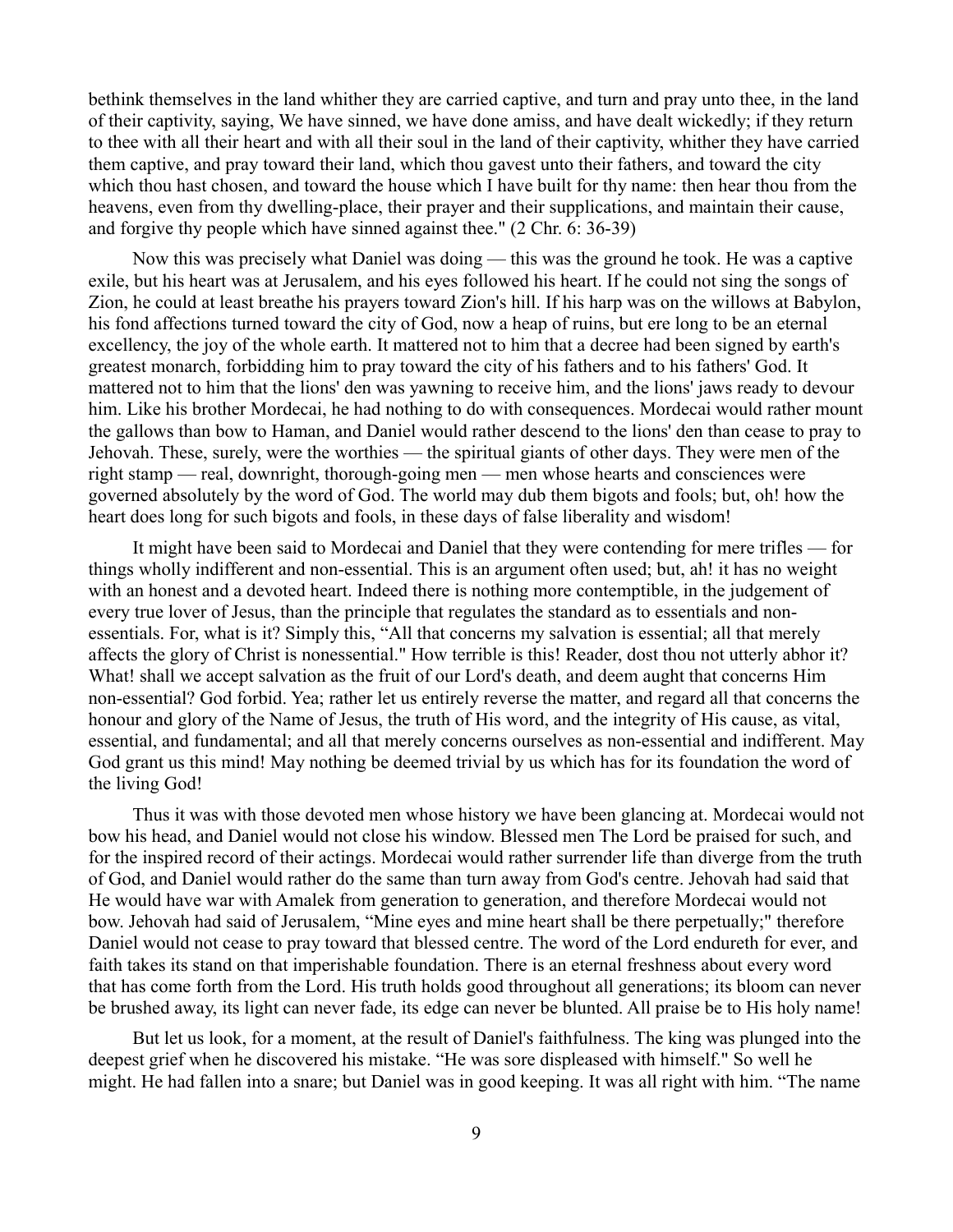bethink themselves in the land whither they are carried captive, and turn and pray unto thee, in the land of their captivity, saying, We have sinned, we have done amiss, and have dealt wickedly; if they return to thee with all their heart and with all their soul in the land of their captivity, whither they have carried them captive, and pray toward their land, which thou gavest unto their fathers, and toward the city which thou hast chosen, and toward the house which I have built for thy name: then hear thou from the heavens, even from thy dwelling-place, their prayer and their supplications, and maintain their cause, and forgive thy people which have sinned against thee." (2 Chr. 6: 36-39)

Now this was precisely what Daniel was doing — this was the ground he took. He was a captive exile, but his heart was at Jerusalem, and his eyes followed his heart. If he could not sing the songs of Zion, he could at least breathe his prayers toward Zion's hill. If his harp was on the willows at Babylon, his fond affections turned toward the city of God, now a heap of ruins, but ere long to be an eternal excellency, the joy of the whole earth. It mattered not to him that a decree had been signed by earth's greatest monarch, forbidding him to pray toward the city of his fathers and to his fathers' God. It mattered not to him that the lions' den was yawning to receive him, and the lions' jaws ready to devour him. Like his brother Mordecai, he had nothing to do with consequences. Mordecai would rather mount the gallows than bow to Haman, and Daniel would rather descend to the lions' den than cease to pray to Jehovah. These, surely, were the worthies — the spiritual giants of other days. They were men of the right stamp — real, downright, thorough-going men — men whose hearts and consciences were governed absolutely by the word of God. The world may dub them bigots and fools; but, oh! how the heart does long for such bigots and fools, in these days of false liberality and wisdom!

It might have been said to Mordecai and Daniel that they were contending for mere trifles — for things wholly indifferent and non-essential. This is an argument often used; but, ah! it has no weight with an honest and a devoted heart. Indeed there is nothing more contemptible, in the judgement of every true lover of Jesus, than the principle that regulates the standard as to essentials and non-essentials. For, what is it? Simply this, "All that concerns my salvation is essential; all that merely affects the glory of Christ is nonessential." How terrible is this! Reader, dost thou not utterly abhor it? What! shall we accept salvation as the fruit of our Lord's death, and deem aught that concerns Him non-essential? God forbid. Yea; rather let us entirely reverse the matter, and regard all that concerns the honour and glory of the Name of Jesus, the truth of His word, and the integrity of His cause, as vital, essential, and fundamental; and all that merely concerns ourselves as non-essential and indifferent. May God grant us this mind! May nothing be deemed trivial by us which has for its foundation the word of the living God!

Thus it was with those devoted men whose history we have been glancing at. Mordecai would not bow his head, and Daniel would not close his window. Blessed men The Lord be praised for such, and for the inspired record of their actings. Mordecai would rather surrender life than diverge from the truth of God, and Daniel would rather do the same than turn away from God's centre. Jehovah had said that He would have war with Amalek from generation to generation, and therefore Mordecai would not bow. Jehovah had said of Jerusalem, "Mine eyes and mine heart shall be there perpetually;" therefore Daniel would not cease to pray toward that blessed centre. The word of the Lord endureth for ever, and faith takes its stand on that imperishable foundation. There is an eternal freshness about every word that has come forth from the Lord. His truth holds good throughout all generations; its bloom can never be brushed away, its light can never fade, its edge can never be blunted. All praise be to His holy name!

But let us look, for a moment, at the result of Daniel's faithfulness. The king was plunged into the deepest grief when he discovered his mistake. "He was sore displeased with himself." So well he might. He had fallen into a snare; but Daniel was in good keeping. It was all right with him. "The name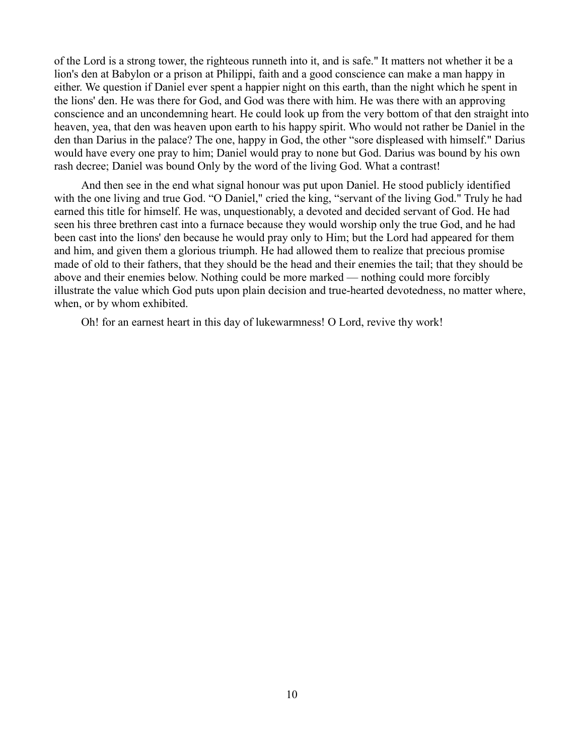of the Lord is a strong tower, the righteous runneth into it, and is safe." It matters not whether it be a lion's den at Babylon or a prison at Philippi, faith and a good conscience can make a man happy in either. We question if Daniel ever spent a happier night on this earth, than the night which he spent in the lions' den. He was there for God, and God was there with him. He was there with an approving conscience and an uncondemning heart. He could look up from the very bottom of that den straight into heaven, yea, that den was heaven upon earth to his happy spirit. Who would not rather be Daniel in the den than Darius in the palace? The one, happy in God, the other "sore displeased with himself." Darius would have every one pray to him; Daniel would pray to none but God. Darius was bound by his own rash decree; Daniel was bound Only by the word of the living God. What a contrast!

And then see in the end what signal honour was put upon Daniel. He stood publicly identified with the one living and true God. "O Daniel," cried the king, "servant of the living God." Truly he had earned this title for himself. He was, unquestionably, a devoted and decided servant of God. He had seen his three brethren cast into a furnace because they would worship only the true God, and he had been cast into the lions' den because he would pray only to Him; but the Lord had appeared for them and him, and given them a glorious triumph. He had allowed them to realize that precious promise made of old to their fathers, that they should be the head and their enemies the tail; that they should be above and their enemies below. Nothing could be more marked — nothing could more forcibly illustrate the value which God puts upon plain decision and true-hearted devotedness, no matter where, when, or by whom exhibited.

Oh! for an earnest heart in this day of lukewarmness! O Lord, revive thy work!